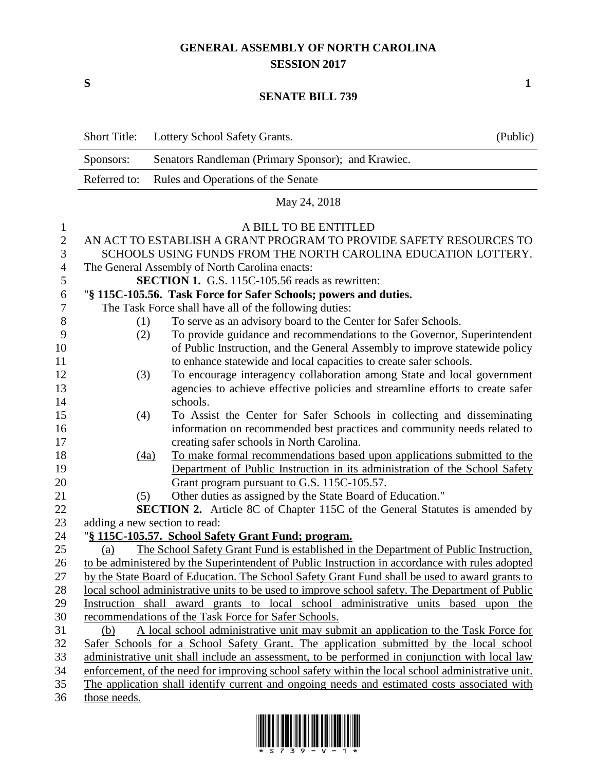# GENERAL ASSEMBLY OF NORTH CAROLINA
## SESSION 2017

**S** **1**

## SENATE BILL 739

| Short Title: | Lottery School Safety Grants. | (Public) |
|---|---|---|
| Sponsors: | Senators Randleman (Primary Sponsor); and Krawiec. | |
| Referred to: | Rules and Operations of the Senate | |

May 24, 2018

A BILL TO BE ENTITLED

AN ACT TO ESTABLISH A GRANT PROGRAM TO PROVIDE SAFETY RESOURCES TO SCHOOLS USING FUNDS FROM THE NORTH CAROLINA EDUCATION LOTTERY.

The General Assembly of North Carolina enacts:

**SECTION 1.** G.S. 115C-105.56 reads as rewritten:

"**§ 115C-105.56. Task Force for Safer Schools; powers and duties.**

The Task Force shall have all of the following duties:

(1) To serve as an advisory board to the Center for Safer Schools.

(2) To provide guidance and recommendations to the Governor, Superintendent of Public Instruction, and the General Assembly to improve statewide policy to enhance statewide and local capacities to create safer schools.

(3) To encourage interagency collaboration among State and local government agencies to achieve effective policies and streamline efforts to create safer schools.

(4) To Assist the Center for Safer Schools in collecting and disseminating information on recommended best practices and community needs related to creating safer schools in North Carolina.

<u>(4a) To make formal recommendations based upon applications submitted to the Department of Public Instruction in its administration of the School Safety Grant program pursuant to G.S. 115C-105.57.</u>

(5) Other duties as assigned by the State Board of Education."

**SECTION 2.** Article 8C of Chapter 115C of the General Statutes is amended by adding a new section to read:

"**<u>§ 115C-105.57. School Safety Grant Fund; program.</u>**

<u>(a) The School Safety Grant Fund is established in the Department of Public Instruction, to be administered by the Superintendent of Public Instruction in accordance with rules adopted by the State Board of Education. The School Safety Grant Fund shall be used to award grants to local school administrative units to be used to improve school safety. The Department of Public Instruction shall award grants to local school administrative units based upon the recommendations of the Task Force for Safer Schools.</u>

<u>(b) A local school administrative unit may submit an application to the Task Force for Safer Schools for a School Safety Grant. The application submitted by the local school administrative unit shall include an assessment, to be performed in conjunction with local law enforcement, of the need for improving school safety within the local school administrative unit. The application shall identify current and ongoing needs and estimated costs associated with those needs.</u>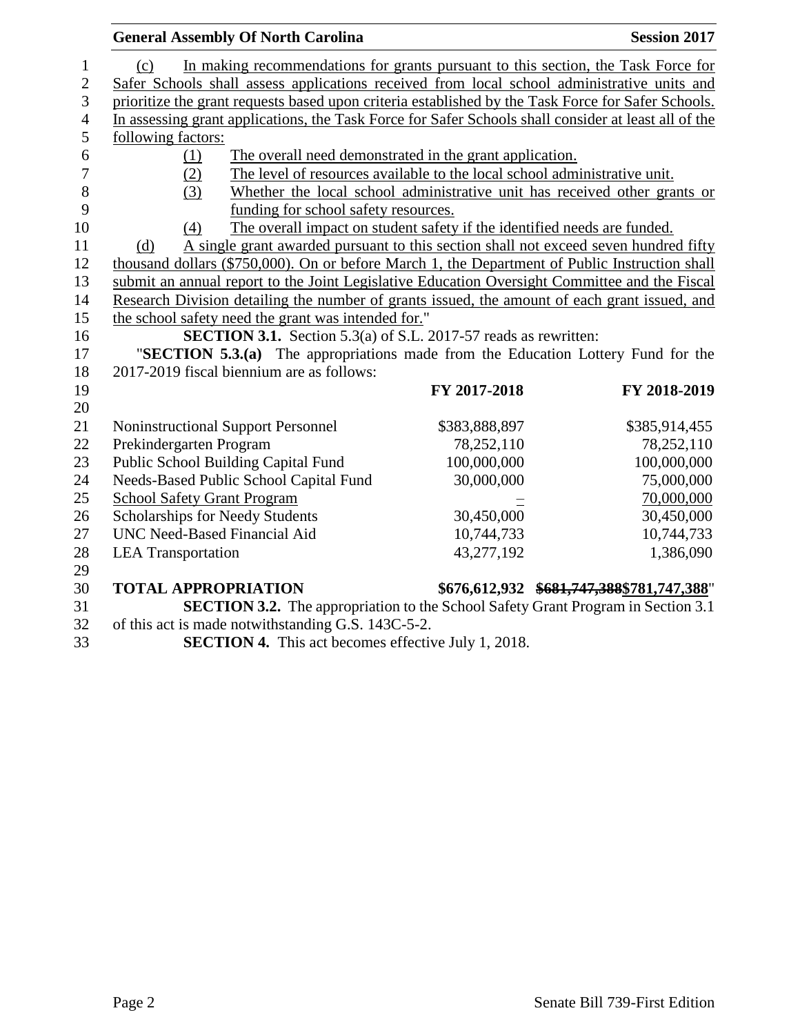(c) In making recommendations for grants pursuant to this section, the Task Force for Safer Schools shall assess applications received from local school administrative units and prioritize the grant requests based upon criteria established by the Task Force for Safer Schools. In assessing grant applications, the Task Force for Safer Schools shall consider at least all of the following factors:

(1) The overall need demonstrated in the grant application.

(2) The level of resources available to the local school administrative unit.

(3) Whether the local school administrative unit has received other grants or funding for school safety resources.

(4) The overall impact on student safety if the identified needs are funded.

(d) A single grant awarded pursuant to this section shall not exceed seven hundred fifty thousand dollars ($750,000). On or before March 1, the Department of Public Instruction shall submit an annual report to the Joint Legislative Education Oversight Committee and the Fiscal Research Division detailing the number of grants issued, the amount of each grant issued, and the school safety need the grant was intended for."

**SECTION 3.1.** Section 5.3(a) of S.L. 2017-57 reads as rewritten:

"**SECTION 5.3.(a)** The appropriations made from the Education Lottery Fund for the 2017-2019 fiscal biennium are as follows:

| | FY 2017-2018 | FY 2018-2019 |
|---|---|---|
| Noninstructional Support Personnel | $383,888,897 | $385,914,455 |
| Prekindergarten Program | 78,252,110 | 78,252,110 |
| Public School Building Capital Fund | 100,000,000 | 100,000,000 |
| Needs-Based Public School Capital Fund | 30,000,000 | 75,000,000 |
| School Safety Grant Program | – | 70,000,000 |
| Scholarships for Needy Students | 30,450,000 | 30,450,000 |
| UNC Need-Based Financial Aid | 10,744,733 | 10,744,733 |
| LEA Transportation | 43,277,192 | 1,386,090 |
| **TOTAL APPROPRIATION** | **$676,612,932** | **~~$681,747,388~~$781,747,388**" |

**SECTION 3.2.** The appropriation to the School Safety Grant Program in Section 3.1 of this act is made notwithstanding G.S. 143C-5-2.

**SECTION 4.** This act becomes effective July 1, 2018.